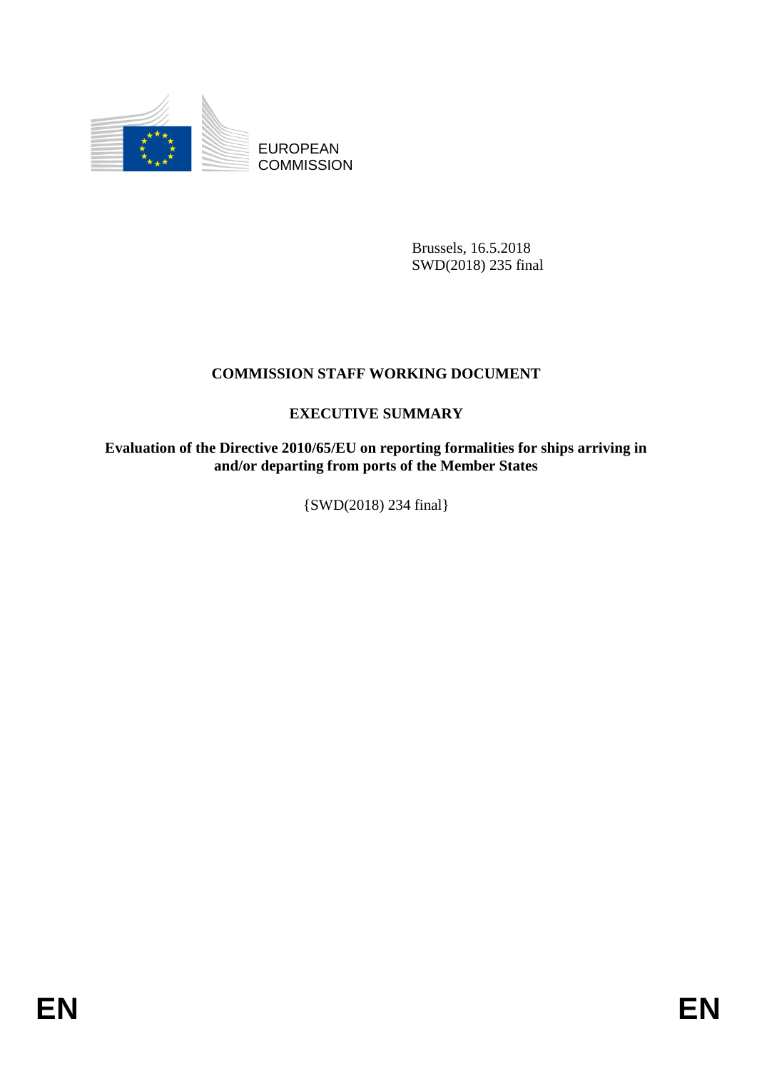EUROPEAN
COMMISSION

Brussels, 16.5.2018
SWD(2018) 235 final

# COMMISSION STAFF WORKING DOCUMENT

## EXECUTIVE SUMMARY

**Evaluation of the Directive 2010/65/EU on reporting formalities for ships arriving in and/or departing from ports of the Member States**

{SWD(2018) 234 final}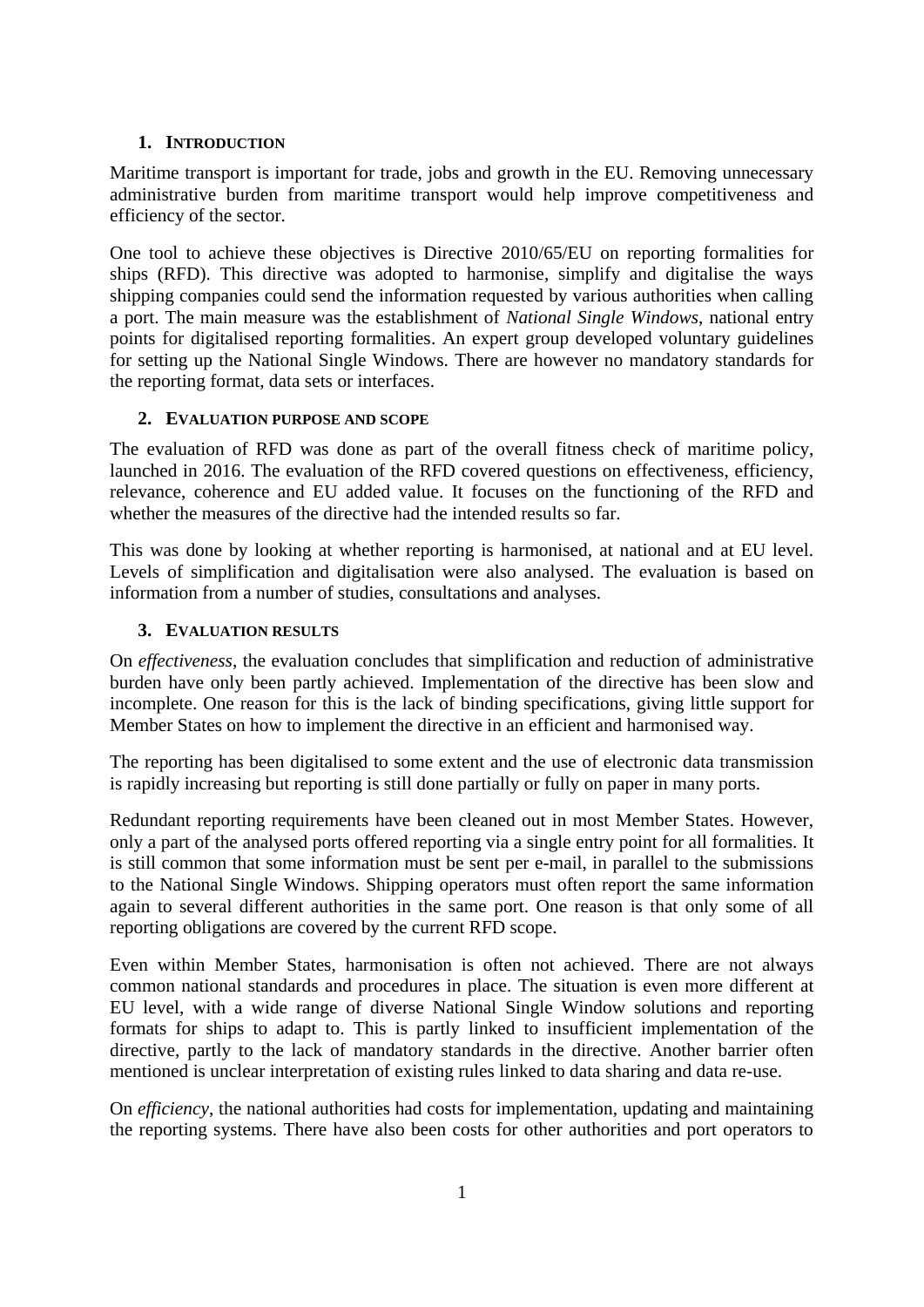## 1. INTRODUCTION

Maritime transport is important for trade, jobs and growth in the EU. Removing unnecessary administrative burden from maritime transport would help improve competitiveness and efficiency of the sector.

One tool to achieve these objectives is Directive 2010/65/EU on reporting formalities for ships (RFD). This directive was adopted to harmonise, simplify and digitalise the ways shipping companies could send the information requested by various authorities when calling a port. The main measure was the establishment of *National Single Windows*, national entry points for digitalised reporting formalities. An expert group developed voluntary guidelines for setting up the National Single Windows. There are however no mandatory standards for the reporting format, data sets or interfaces.

## 2. EVALUATION PURPOSE AND SCOPE

The evaluation of RFD was done as part of the overall fitness check of maritime policy, launched in 2016. The evaluation of the RFD covered questions on effectiveness, efficiency, relevance, coherence and EU added value. It focuses on the functioning of the RFD and whether the measures of the directive had the intended results so far.

This was done by looking at whether reporting is harmonised, at national and at EU level. Levels of simplification and digitalisation were also analysed. The evaluation is based on information from a number of studies, consultations and analyses.

## 3. EVALUATION RESULTS

On *effectiveness*, the evaluation concludes that simplification and reduction of administrative burden have only been partly achieved. Implementation of the directive has been slow and incomplete. One reason for this is the lack of binding specifications, giving little support for Member States on how to implement the directive in an efficient and harmonised way.

The reporting has been digitalised to some extent and the use of electronic data transmission is rapidly increasing but reporting is still done partially or fully on paper in many ports.

Redundant reporting requirements have been cleaned out in most Member States. However, only a part of the analysed ports offered reporting via a single entry point for all formalities. It is still common that some information must be sent per e-mail, in parallel to the submissions to the National Single Windows. Shipping operators must often report the same information again to several different authorities in the same port. One reason is that only some of all reporting obligations are covered by the current RFD scope.

Even within Member States, harmonisation is often not achieved. There are not always common national standards and procedures in place. The situation is even more different at EU level, with a wide range of diverse National Single Window solutions and reporting formats for ships to adapt to. This is partly linked to insufficient implementation of the directive, partly to the lack of mandatory standards in the directive. Another barrier often mentioned is unclear interpretation of existing rules linked to data sharing and data re-use.

On *efficiency*, the national authorities had costs for implementation, updating and maintaining the reporting systems. There have also been costs for other authorities and port operators to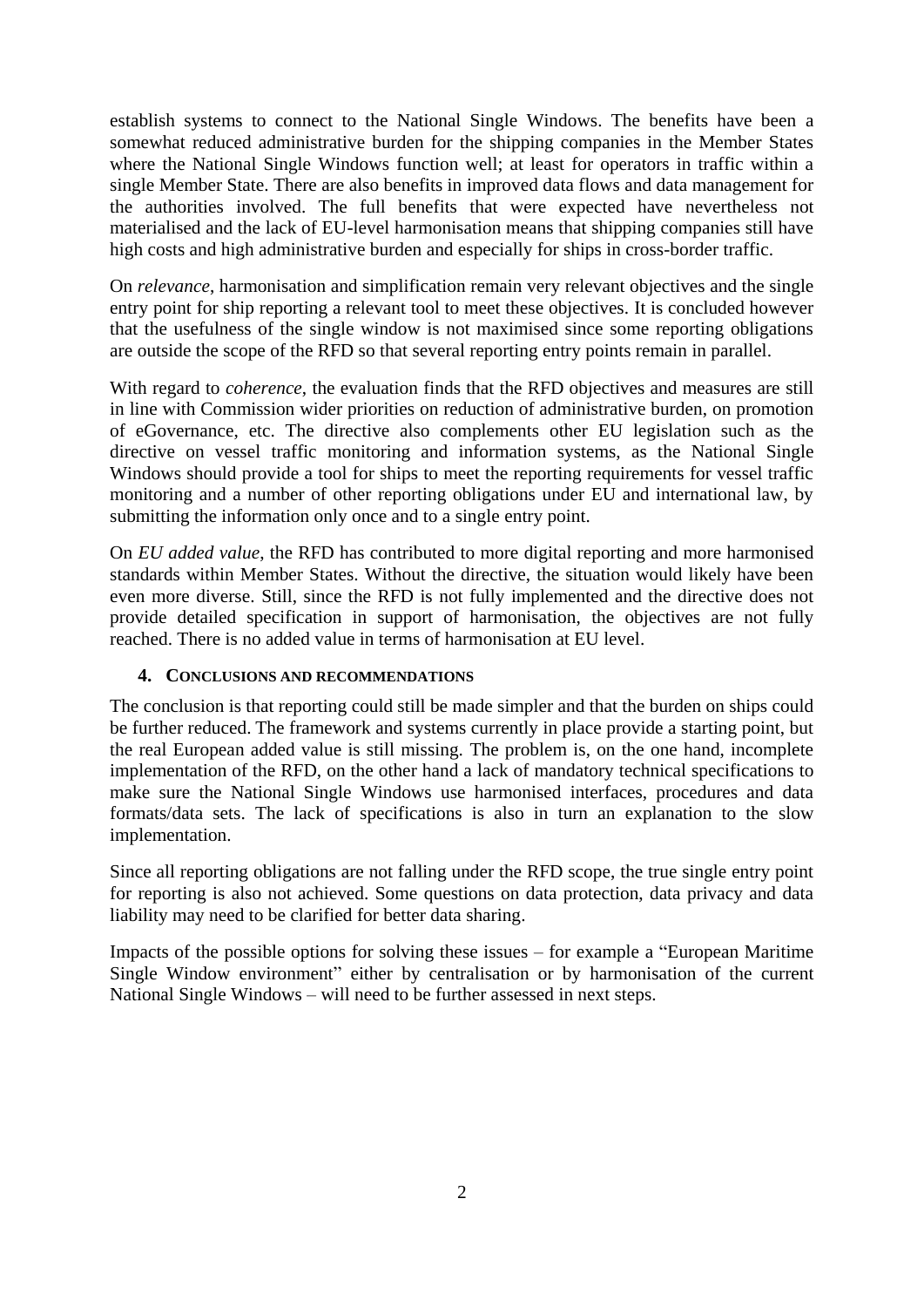establish systems to connect to the National Single Windows. The benefits have been a somewhat reduced administrative burden for the shipping companies in the Member States where the National Single Windows function well; at least for operators in traffic within a single Member State. There are also benefits in improved data flows and data management for the authorities involved. The full benefits that were expected have nevertheless not materialised and the lack of EU-level harmonisation means that shipping companies still have high costs and high administrative burden and especially for ships in cross-border traffic.

On *relevance*, harmonisation and simplification remain very relevant objectives and the single entry point for ship reporting a relevant tool to meet these objectives. It is concluded however that the usefulness of the single window is not maximised since some reporting obligations are outside the scope of the RFD so that several reporting entry points remain in parallel.

With regard to *coherence*, the evaluation finds that the RFD objectives and measures are still in line with Commission wider priorities on reduction of administrative burden, on promotion of eGovernance, etc. The directive also complements other EU legislation such as the directive on vessel traffic monitoring and information systems, as the National Single Windows should provide a tool for ships to meet the reporting requirements for vessel traffic monitoring and a number of other reporting obligations under EU and international law, by submitting the information only once and to a single entry point.

On *EU added value*, the RFD has contributed to more digital reporting and more harmonised standards within Member States. Without the directive, the situation would likely have been even more diverse. Still, since the RFD is not fully implemented and the directive does not provide detailed specification in support of harmonisation, the objectives are not fully reached. There is no added value in terms of harmonisation at EU level.

## 4. CONCLUSIONS AND RECOMMENDATIONS

The conclusion is that reporting could still be made simpler and that the burden on ships could be further reduced. The framework and systems currently in place provide a starting point, but the real European added value is still missing. The problem is, on the one hand, incomplete implementation of the RFD, on the other hand a lack of mandatory technical specifications to make sure the National Single Windows use harmonised interfaces, procedures and data formats/data sets. The lack of specifications is also in turn an explanation to the slow implementation.

Since all reporting obligations are not falling under the RFD scope, the true single entry point for reporting is also not achieved. Some questions on data protection, data privacy and data liability may need to be clarified for better data sharing.

Impacts of the possible options for solving these issues – for example a "European Maritime Single Window environment" either by centralisation or by harmonisation of the current National Single Windows – will need to be further assessed in next steps.